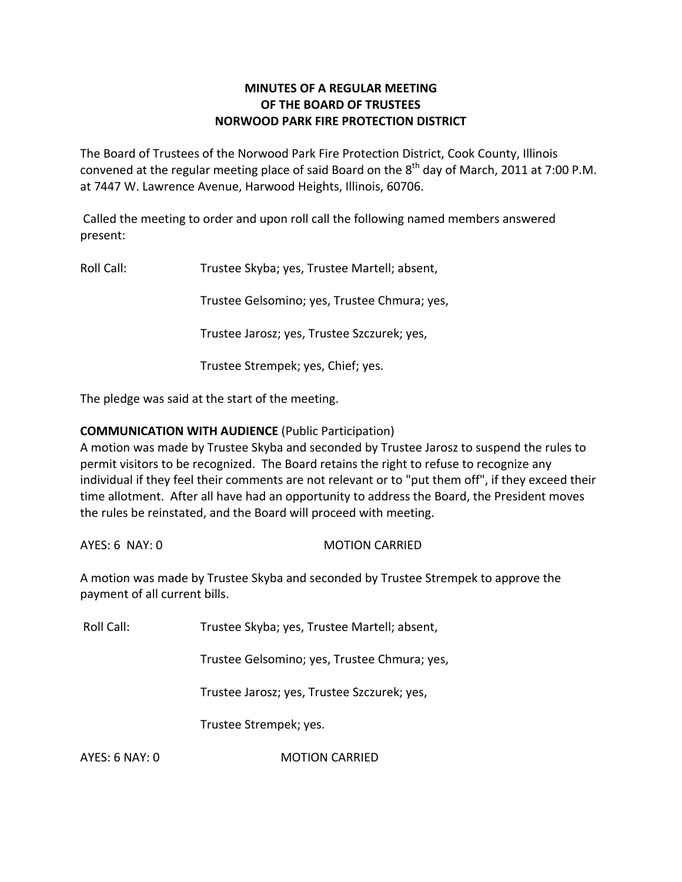# MINUTES OF A REGULAR MEETING
# OF THE BOARD OF TRUSTEES
# NORWOOD PARK FIRE PROTECTION DISTRICT

The Board of Trustees of the Norwood Park Fire Protection District, Cook County, Illinois convened at the regular meeting place of said Board on the 8th day of March, 2011 at 7:00 P.M. at 7447 W. Lawrence Avenue, Harwood Heights, Illinois, 60706.

Called the meeting to order and upon roll call the following named members answered present:

Roll Call: Trustee Skyba; yes, Trustee Martell; absent,

Trustee Gelsomino; yes, Trustee Chmura; yes,

Trustee Jarosz; yes, Trustee Szczurek; yes,

Trustee Strempek; yes, Chief; yes.

The pledge was said at the start of the meeting.

**COMMUNICATION WITH AUDIENCE** (Public Participation)
A motion was made by Trustee Skyba and seconded by Trustee Jarosz to suspend the rules to permit visitors to be recognized. The Board retains the right to refuse to recognize any individual if they feel their comments are not relevant or to "put them off", if they exceed their time allotment. After all have had an opportunity to address the Board, the President moves the rules be reinstated, and the Board will proceed with meeting.

AYES: 6 NAY: 0 MOTION CARRIED

A motion was made by Trustee Skyba and seconded by Trustee Strempek to approve the payment of all current bills.

Roll Call: Trustee Skyba; yes, Trustee Martell; absent,

Trustee Gelsomino; yes, Trustee Chmura; yes,

Trustee Jarosz; yes, Trustee Szczurek; yes,

Trustee Strempek; yes.

AYES: 6 NAY: 0 MOTION CARRIED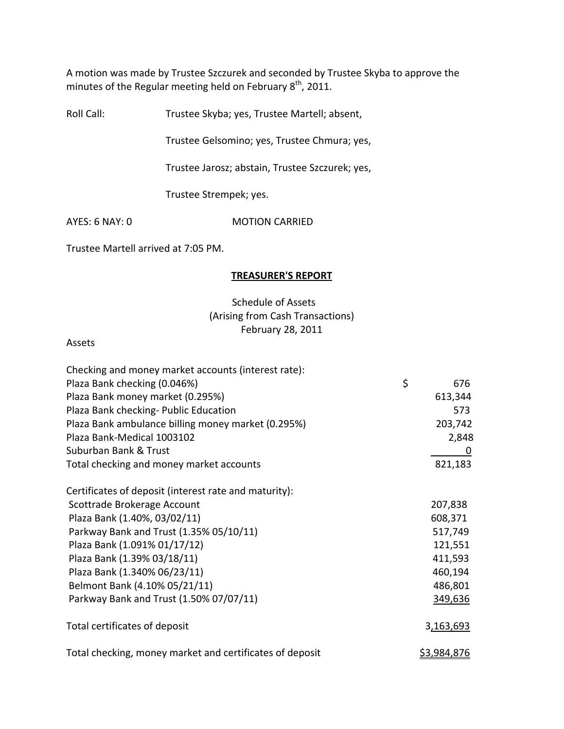A motion was made by Trustee Szczurek and seconded by Trustee Skyba to approve the minutes of the Regular meeting held on February 8th, 2011.

Roll Call: Trustee Skyba; yes, Trustee Martell; absent,

Trustee Gelsomino; yes, Trustee Chmura; yes,

Trustee Jarosz; abstain, Trustee Szczurek; yes,

Trustee Strempek; yes.

AYES: 6 NAY: 0 MOTION CARRIED

Trustee Martell arrived at 7:05 PM.

## TREASURER'S REPORT

Schedule of Assets
(Arising from Cash Transactions)
February 28, 2011

Assets

| | |
|---|---|
| Checking and money market accounts (interest rate): | |
| Plaza Bank checking (0.046%) | $ 676 |
| Plaza Bank money market (0.295%) | 613,344 |
| Plaza Bank checking- Public Education | 573 |
| Plaza Bank ambulance billing money market (0.295%) | 203,742 |
| Plaza Bank-Medical 1003102 | 2,848 |
| Suburban Bank & Trust | 0 |
| Total checking and money market accounts | 821,183 |
| | |
| Certificates of deposit (interest rate and maturity): | |
| Scottrade Brokerage Account | 207,838 |
| Plaza Bank (1.40%, 03/02/11) | 608,371 |
| Parkway Bank and Trust (1.35% 05/10/11) | 517,749 |
| Plaza Bank (1.091% 01/17/12) | 121,551 |
| Plaza Bank (1.39% 03/18/11) | 411,593 |
| Plaza Bank (1.340% 06/23/11) | 460,194 |
| Belmont Bank (4.10% 05/21/11) | 486,801 |
| Parkway Bank and Trust (1.50% 07/07/11) | 349,636 |
| | |
| Total certificates of deposit | 3,163,693 |
| | |
| Total checking, money market and certificates of deposit | $3,984,876 |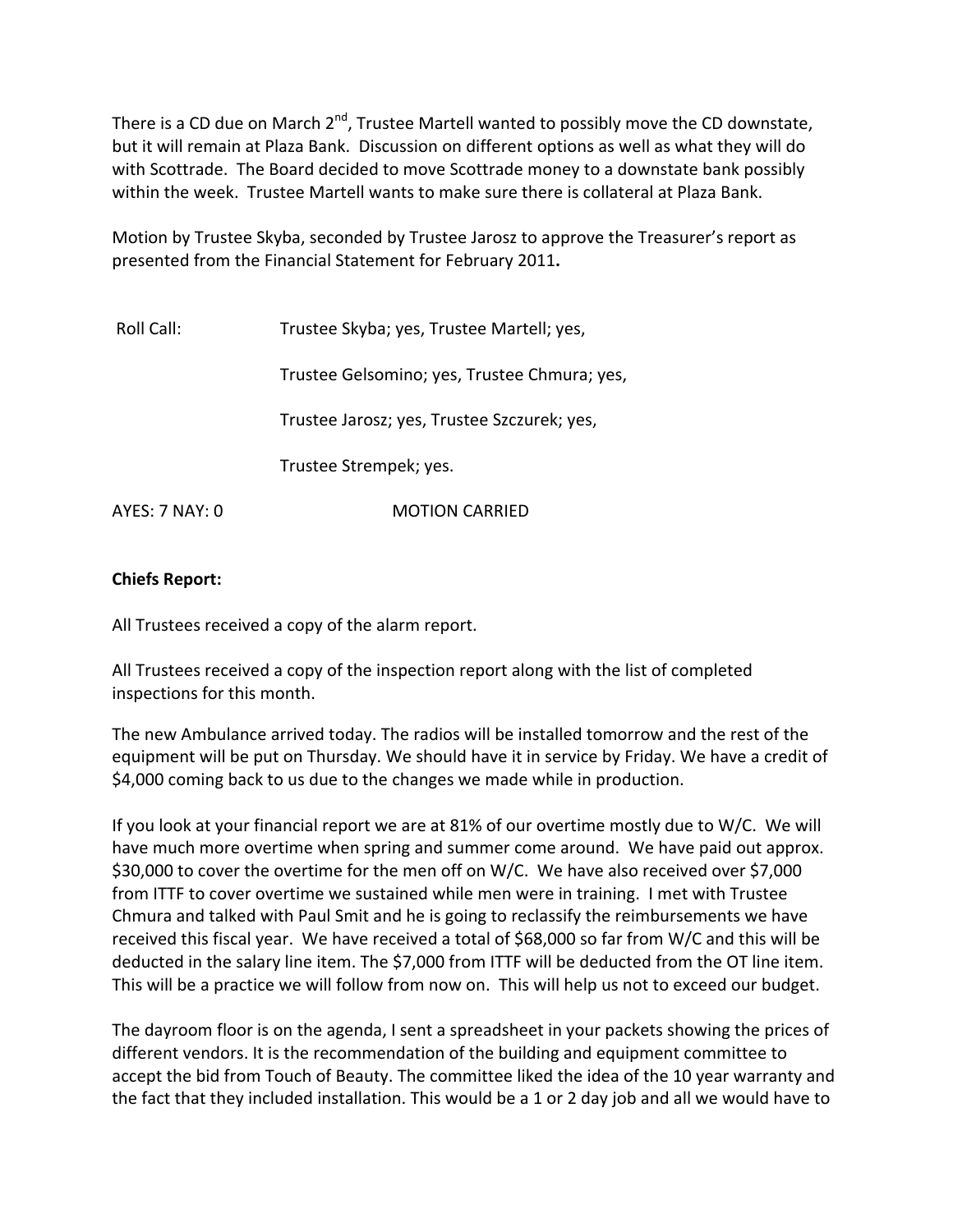There is a CD due on March 2nd, Trustee Martell wanted to possibly move the CD downstate, but it will remain at Plaza Bank. Discussion on different options as well as what they will do with Scottrade. The Board decided to move Scottrade money to a downstate bank possibly within the week. Trustee Martell wants to make sure there is collateral at Plaza Bank.

Motion by Trustee Skyba, seconded by Trustee Jarosz to approve the Treasurer's report as presented from the Financial Statement for February 2011**.**

Roll Call: Trustee Skyba; yes, Trustee Martell; yes,

Trustee Gelsomino; yes, Trustee Chmura; yes,

Trustee Jarosz; yes, Trustee Szczurek; yes,

Trustee Strempek; yes.

AYES: 7 NAY: 0 MOTION CARRIED

**Chiefs Report:**

All Trustees received a copy of the alarm report.

All Trustees received a copy of the inspection report along with the list of completed inspections for this month.

The new Ambulance arrived today. The radios will be installed tomorrow and the rest of the equipment will be put on Thursday. We should have it in service by Friday. We have a credit of $4,000 coming back to us due to the changes we made while in production.

If you look at your financial report we are at 81% of our overtime mostly due to W/C. We will have much more overtime when spring and summer come around. We have paid out approx. $30,000 to cover the overtime for the men off on W/C. We have also received over $7,000 from ITTF to cover overtime we sustained while men were in training. I met with Trustee Chmura and talked with Paul Smit and he is going to reclassify the reimbursements we have received this fiscal year. We have received a total of $68,000 so far from W/C and this will be deducted in the salary line item. The $7,000 from ITTF will be deducted from the OT line item. This will be a practice we will follow from now on. This will help us not to exceed our budget.

The dayroom floor is on the agenda, I sent a spreadsheet in your packets showing the prices of different vendors. It is the recommendation of the building and equipment committee to accept the bid from Touch of Beauty. The committee liked the idea of the 10 year warranty and the fact that they included installation. This would be a 1 or 2 day job and all we would have to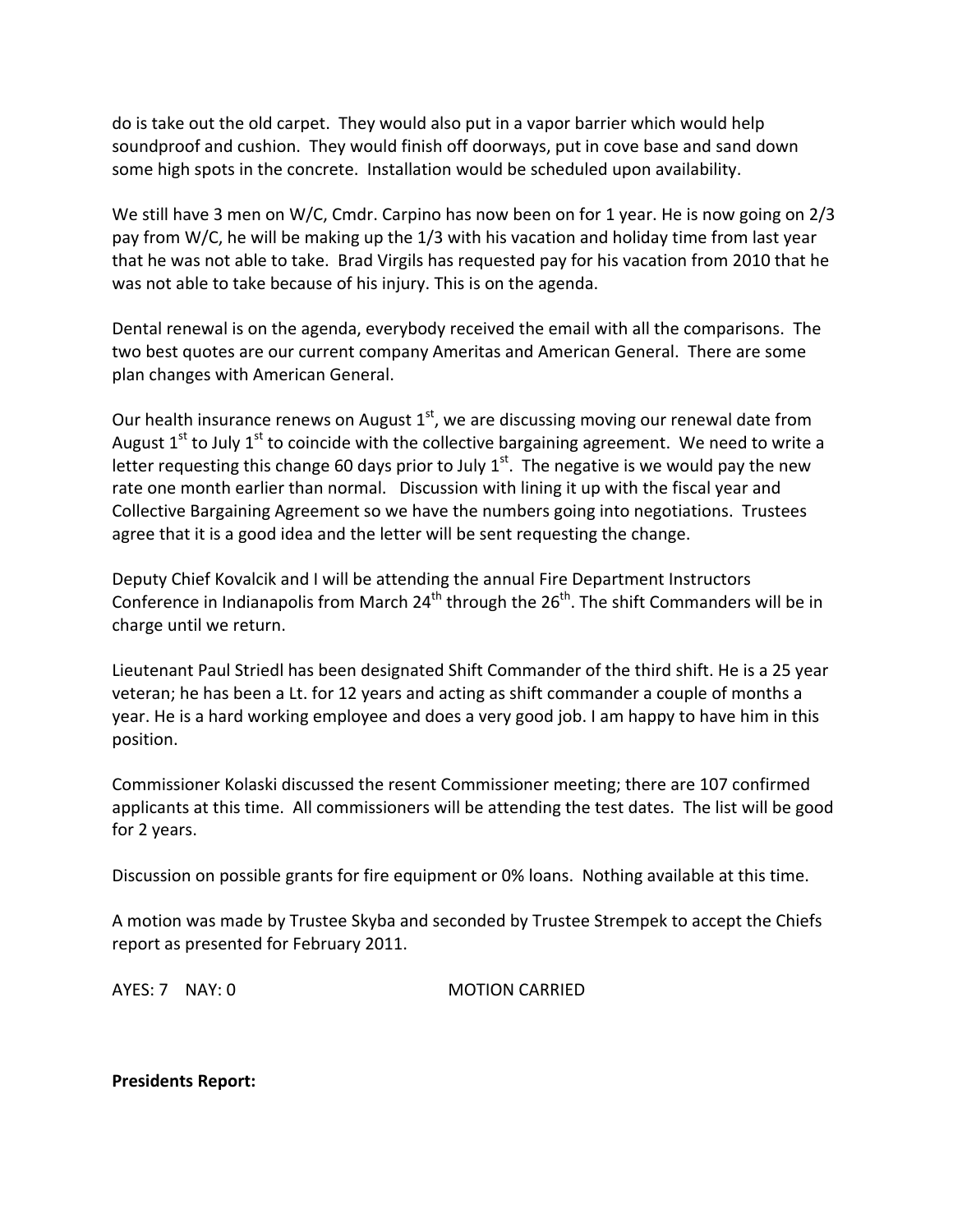do is take out the old carpet. They would also put in a vapor barrier which would help soundproof and cushion. They would finish off doorways, put in cove base and sand down some high spots in the concrete. Installation would be scheduled upon availability.

We still have 3 men on W/C, Cmdr. Carpino has now been on for 1 year. He is now going on 2/3 pay from W/C, he will be making up the 1/3 with his vacation and holiday time from last year that he was not able to take. Brad Virgils has requested pay for his vacation from 2010 that he was not able to take because of his injury. This is on the agenda.

Dental renewal is on the agenda, everybody received the email with all the comparisons. The two best quotes are our current company Ameritas and American General. There are some plan changes with American General.

Our health insurance renews on August 1st, we are discussing moving our renewal date from August 1st to July 1st to coincide with the collective bargaining agreement. We need to write a letter requesting this change 60 days prior to July 1st. The negative is we would pay the new rate one month earlier than normal. Discussion with lining it up with the fiscal year and Collective Bargaining Agreement so we have the numbers going into negotiations. Trustees agree that it is a good idea and the letter will be sent requesting the change.

Deputy Chief Kovalcik and I will be attending the annual Fire Department Instructors Conference in Indianapolis from March 24th through the 26th. The shift Commanders will be in charge until we return.

Lieutenant Paul Striedl has been designated Shift Commander of the third shift. He is a 25 year veteran; he has been a Lt. for 12 years and acting as shift commander a couple of months a year. He is a hard working employee and does a very good job. I am happy to have him in this position.

Commissioner Kolaski discussed the resent Commissioner meeting; there are 107 confirmed applicants at this time. All commissioners will be attending the test dates. The list will be good for 2 years.

Discussion on possible grants for fire equipment or 0% loans. Nothing available at this time.

A motion was made by Trustee Skyba and seconded by Trustee Strempek to accept the Chiefs report as presented for February 2011.

AYES: 7 NAY: 0 MOTION CARRIED

**Presidents Report:**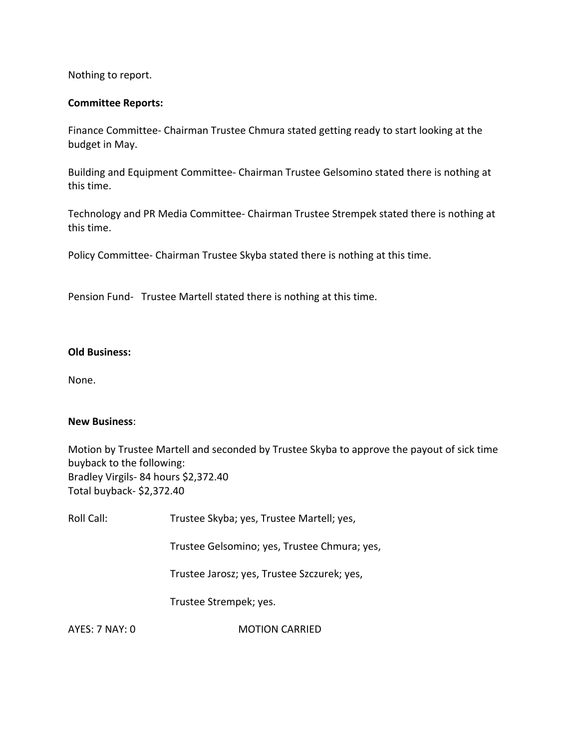Nothing to report.

**Committee Reports:**

Finance Committee- Chairman Trustee Chmura stated getting ready to start looking at the budget in May.

Building and Equipment Committee- Chairman Trustee Gelsomino stated there is nothing at this time.

Technology and PR Media Committee- Chairman Trustee Strempek stated there is nothing at this time.

Policy Committee- Chairman Trustee Skyba stated there is nothing at this time.

Pension Fund- Trustee Martell stated there is nothing at this time.

**Old Business:**

None.

**New Business**:

Motion by Trustee Martell and seconded by Trustee Skyba to approve the payout of sick time buyback to the following:
Bradley Virgils- 84 hours $2,372.40
Total buyback- $2,372.40

Roll Call: Trustee Skyba; yes, Trustee Martell; yes,

Trustee Gelsomino; yes, Trustee Chmura; yes,

Trustee Jarosz; yes, Trustee Szczurek; yes,

Trustee Strempek; yes.

AYES: 7 NAY: 0 MOTION CARRIED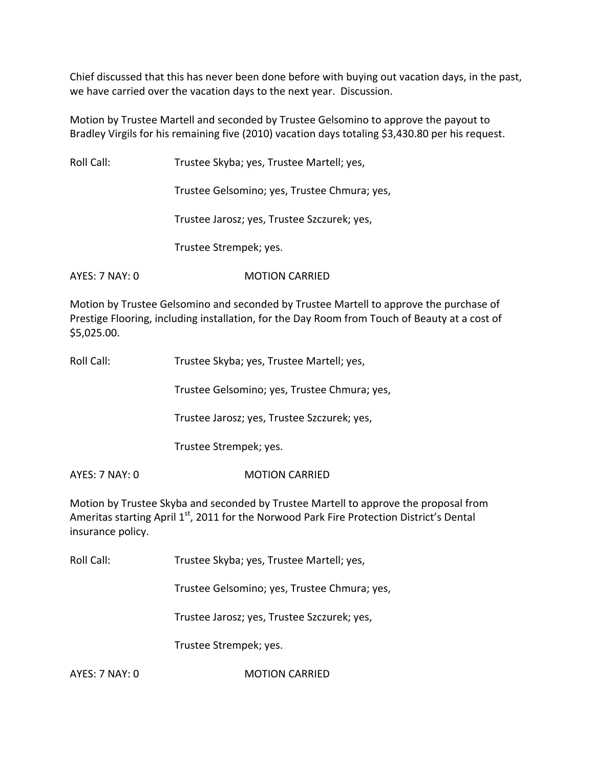Chief discussed that this has never been done before with buying out vacation days, in the past, we have carried over the vacation days to the next year. Discussion.

Motion by Trustee Martell and seconded by Trustee Gelsomino to approve the payout to Bradley Virgils for his remaining five (2010) vacation days totaling $3,430.80 per his request.

Roll Call: Trustee Skyba; yes, Trustee Martell; yes,

Trustee Gelsomino; yes, Trustee Chmura; yes,

Trustee Jarosz; yes, Trustee Szczurek; yes,

Trustee Strempek; yes.

AYES: 7 NAY: 0 MOTION CARRIED

Motion by Trustee Gelsomino and seconded by Trustee Martell to approve the purchase of Prestige Flooring, including installation, for the Day Room from Touch of Beauty at a cost of $5,025.00.

Roll Call: Trustee Skyba; yes, Trustee Martell; yes,

Trustee Gelsomino; yes, Trustee Chmura; yes,

Trustee Jarosz; yes, Trustee Szczurek; yes,

Trustee Strempek; yes.

AYES: 7 NAY: 0 MOTION CARRIED

Motion by Trustee Skyba and seconded by Trustee Martell to approve the proposal from Ameritas starting April 1st, 2011 for the Norwood Park Fire Protection District's Dental insurance policy.

Roll Call: Trustee Skyba; yes, Trustee Martell; yes,

Trustee Gelsomino; yes, Trustee Chmura; yes,

Trustee Jarosz; yes, Trustee Szczurek; yes,

Trustee Strempek; yes.

AYES: 7 NAY: 0 MOTION CARRIED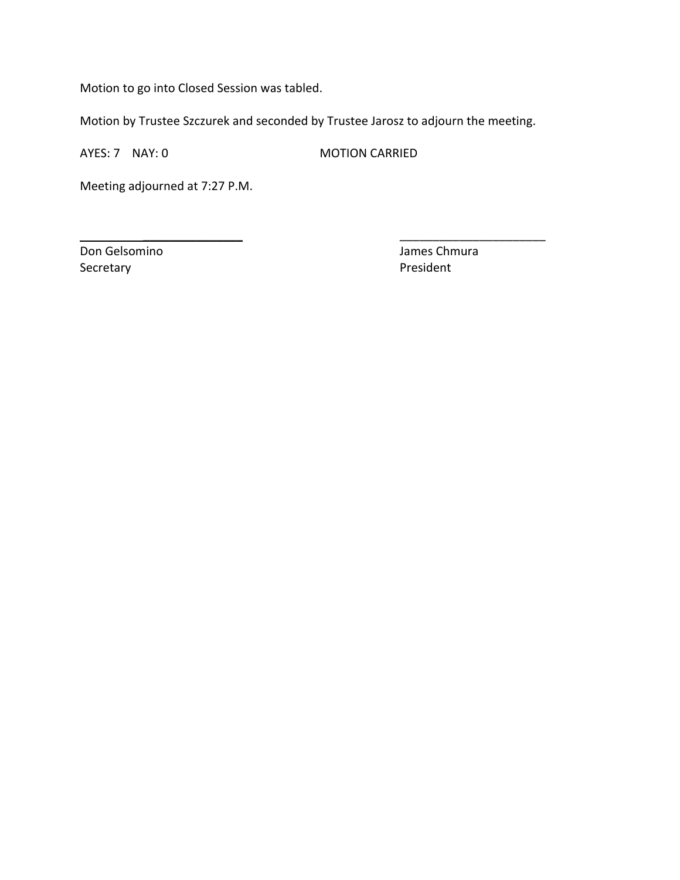Motion to go into Closed Session was tabled.

Motion by Trustee Szczurek and seconded by Trustee Jarosz to adjourn the meeting.

AYES: 7 NAY: 0 MOTION CARRIED

Meeting adjourned at 7:27 P.M.

| | |
|---|---|
| ______________________ | ______________________ |
| Don Gelsomino | James Chmura |
| Secretary | President |